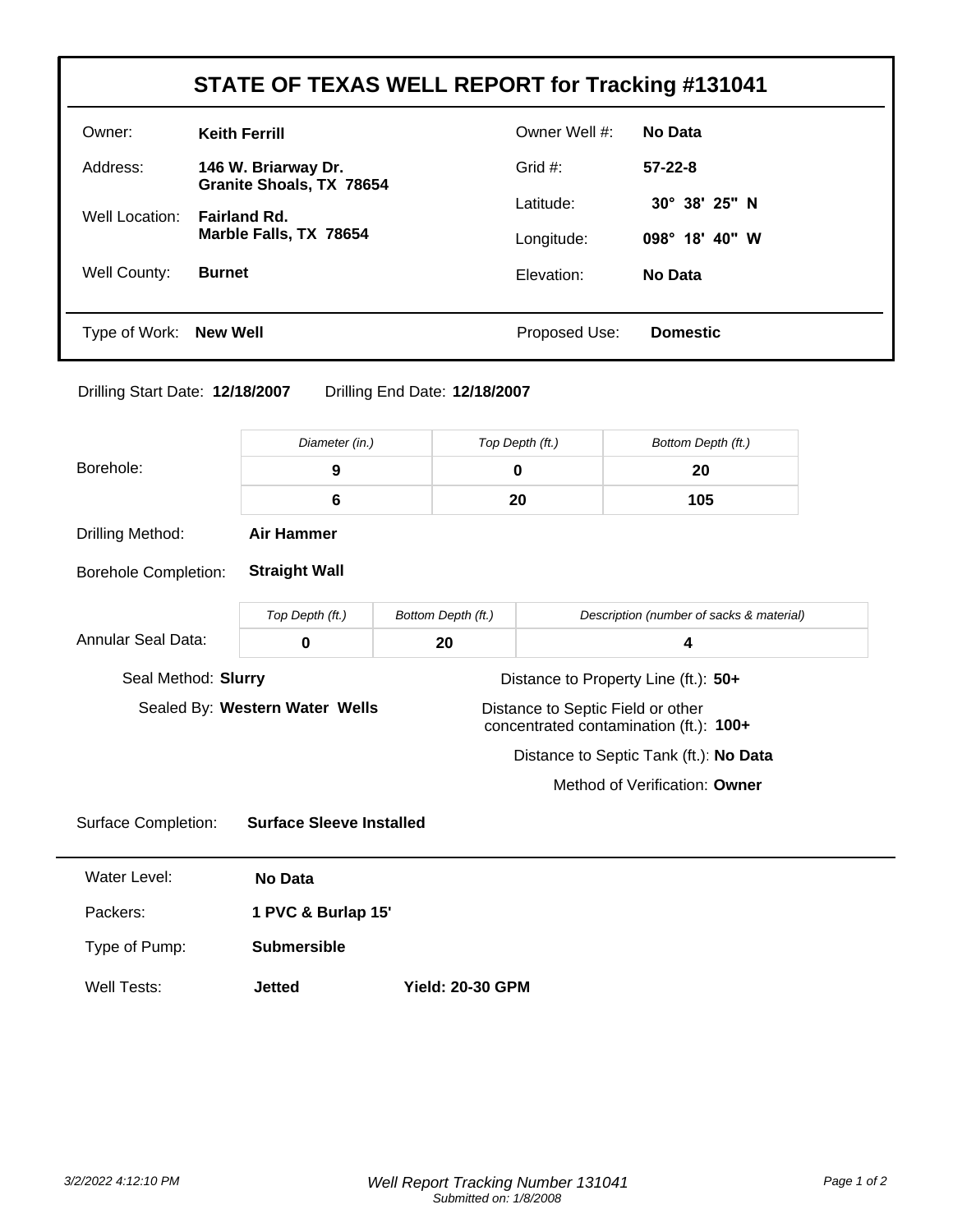# STATE OF TEXAS WELL REPORT for Tracking #131041

| | | | |
|---|---|---|---|
| Owner: | **Keith Ferrill** | Owner Well #: | **No Data** |
| Address: | **146 W. Briarway Dr.**<br>**Granite Shoals, TX 78654** | Grid #: | **57-22-8** |
| Well Location: | **Fairland Rd.**<br>**Marble Falls, TX 78654** | Latitude: | **30° 38' 25" N** |
| | | Longitude: | **098° 18' 40" W** |
| Well County: | **Burnet** | Elevation: | **No Data** |
| Type of Work: | **New Well** | Proposed Use: | **Domestic** |

Drilling Start Date: **12/18/2007** Drilling End Date: **12/18/2007**

| | *Diameter (in.)* | *Top Depth (ft.)* | *Bottom Depth (ft.)* |
|---|---|---|---|
| Borehole: | **9** | **0** | **20** |
| | **6** | **20** | **105** |

Drilling Method: **Air Hammer**

Borehole Completion: **Straight Wall**

| | *Top Depth (ft.)* | *Bottom Depth (ft.)* | *Description (number of sacks & material)* |
|---|---|---|---|
| Annular Seal Data: | **0** | **20** | **4** |

Seal Method: **Slurry**

Sealed By: **Western Water Wells**

Distance to Property Line (ft.): **50+**

Distance to Septic Field or other concentrated contamination (ft.): **100+**

Distance to Septic Tank (ft.): **No Data**

Method of Verification: **Owner**

Surface Completion: **Surface Sleeve Installed**

Water Level: **No Data**

Packers: **1 PVC & Burlap 15'**

Type of Pump: **Submersible**

Well Tests: **Jetted** **Yield: 20-30 GPM**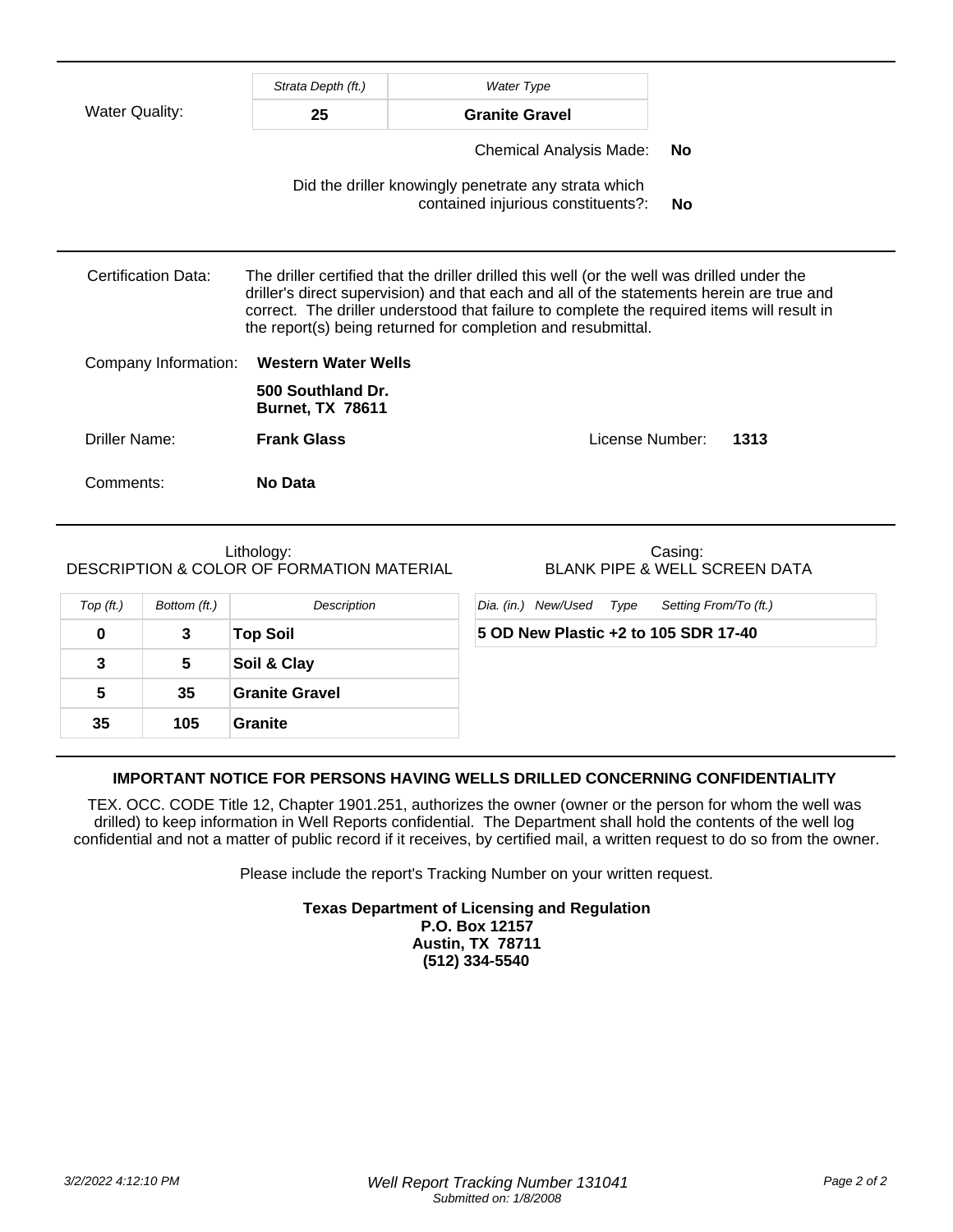Water Quality:

| Strata Depth (ft.) | Water Type |
|---|---|
| 25 | Granite Gravel |

Chemical Analysis Made: **No**

Did the driller knowingly penetrate any strata which contained injurious constituents?: **No**

---

Certification Data: The driller certified that the driller drilled this well (or the well was drilled under the driller's direct supervision) and that each and all of the statements herein are true and correct. The driller understood that failure to complete the required items will result in the report(s) being returned for completion and resubmittal.

Company Information: **Western Water Wells**

**500 Southland Dr.**
**Burnet, TX 78611**

Driller Name: **Frank Glass**

License Number: **1313**

Comments: **No Data**

---

Lithology:
DESCRIPTION & COLOR OF FORMATION MATERIAL

| Top (ft.) | Bottom (ft.) | Description |
|---|---|---|
| 0 | 3 | Top Soil |
| 3 | 5 | Soil & Clay |
| 5 | 35 | Granite Gravel |
| 35 | 105 | Granite |

Casing:
BLANK PIPE & WELL SCREEN DATA

| Dia. (in.) New/Used Type Setting From/To (ft.) |
|---|
| 5 OD New Plastic +2 to 105 SDR 17-40 |

---

**IMPORTANT NOTICE FOR PERSONS HAVING WELLS DRILLED CONCERNING CONFIDENTIALITY**

TEX. OCC. CODE Title 12, Chapter 1901.251, authorizes the owner (owner or the person for whom the well was drilled) to keep information in Well Reports confidential. The Department shall hold the contents of the well log confidential and not a matter of public record if it receives, by certified mail, a written request to do so from the owner.

Please include the report's Tracking Number on your written request.

**Texas Department of Licensing and Regulation**
**P.O. Box 12157**
**Austin, TX 78711**
**(512) 334-5540**